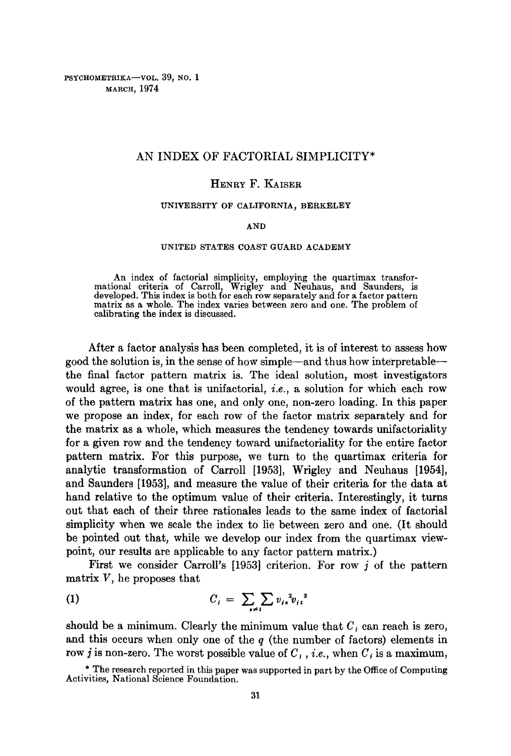# AN INDEX OF FACTORIAL SIMPLICITY*

HENRY F. KAISER

UNIVERSITY OF CALIFORNIA, BERKELEY

AND

UNITED STATES COAST GUARD ACADEMY

An index of factorial simplicity, employing the quartimax transformational criteria of Carroll, Wrigley and Neuhaus, and Saunders, is developed. This index is both for each row separately and for a factor pattern matrix as a whole. The index varies between zero and one. The problem of calibrating the index is discussed.

After a factor analysis has been completed, it is of interest to assess how good the solution is, in the sense of how simple—and thus how interpretable—the final factor pattern matrix is. The ideal solution, most investigators would agree, is one that is unifactorial, *i.e.*, a solution for which each row of the pattern matrix has one, and only one, non-zero loading. In this paper we propose an index, for each row of the factor matrix separately and for the matrix as a whole, which measures the tendency towards unifactoriality for a given row and the tendency toward unifactoriality for the entire factor pattern matrix. For this purpose, we turn to the quartimax criteria for analytic transformation of Carroll [1953], Wrigley and Neuhaus [1954], and Saunders [1953], and measure the value of their criteria for the data at hand relative to the optimum value of their criteria. Interestingly, it turns out that each of their three rationales leads to the same index of factorial simplicity when we scale the index to lie between zero and one. (It should be pointed out that, while we develop our index from the quartimax viewpoint, our results are applicable to any factor pattern matrix.)

First we consider Carroll's [1953] criterion. For row $j$ of the pattern matrix $V$, he proposes that

$$C_j = \sum_{s \neq t} \sum v_{js}^2 v_{jt}^2 \tag{1}$$

should be a minimum. Clearly the minimum value that $C_j$ can reach is zero, and this occurs when only one of the $q$ (the number of factors) elements in row $j$ is non-zero. The worst possible value of $C_j$, *i.e.*, when $C_j$ is a maximum,

* The research reported in this paper was supported in part by the Office of Computing Activities, National Science Foundation.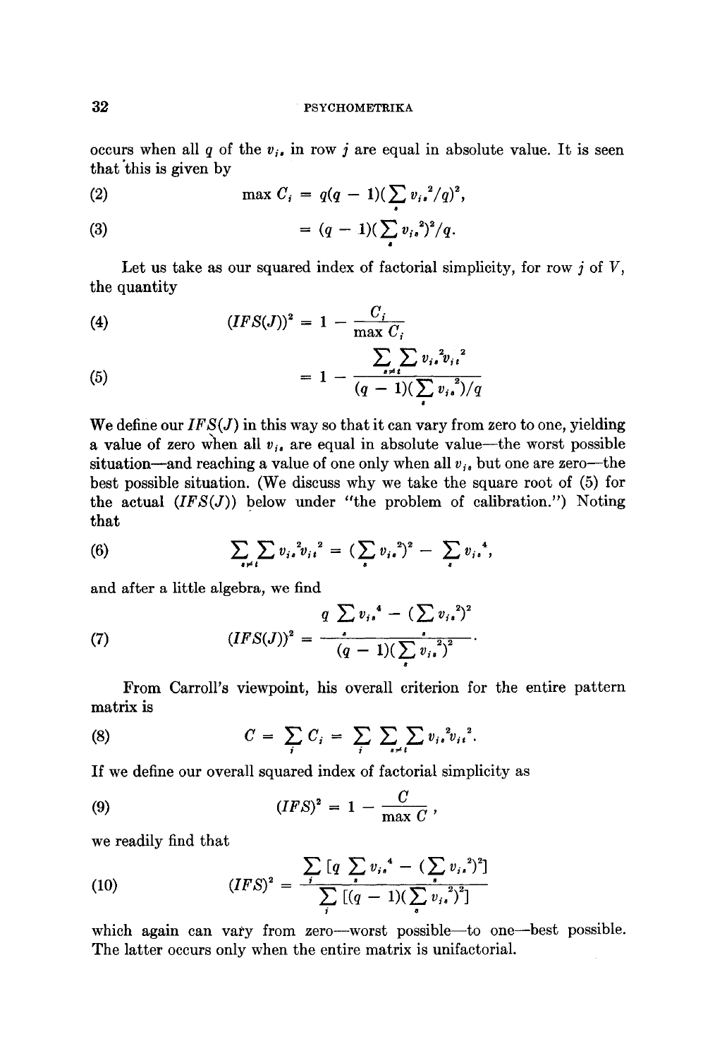occurs when all $q$ of the $v_{js}$ in row $j$ are equal in absolute value. It is seen that this is given by

$$\max C_j = q(q-1)\left(\sum_s v_{js}^2/q\right)^2, \tag{2}$$

$$= (q-1)\left(\sum_s v_{js}^2\right)^2/q. \tag{3}$$

Let us take as our squared index of factorial simplicity, for row $j$ of $V$, the quantity

$$(IFS(J))^2 = 1 - \frac{C_j}{\max C_j} \tag{4}$$

$$= 1 - \frac{\sum\sum_{s \neq t} v_{js}^2 v_{jt}^2}{(q-1)\left(\sum_s v_{js}^2\right)/q} \tag{5}$$

We define our $IFS(J)$ in this way so that it can vary from zero to one, yielding a value of zero when all $v_{js}$ are equal in absolute value—the worst possible situation—and reaching a value of one only when all $v_{js}$ but one are zero—the best possible situation. (We discuss why we take the square root of (5) for the actual $(IFS(J))$ below under "the problem of calibration.") Noting that

$$\sum\sum_{s \neq t} v_{js}^2 v_{jt}^2 = \left(\sum_s v_{js}^2\right)^2 - \sum_s v_{js}^4, \tag{6}$$

and after a little algebra, we find

$$(IFS(J))^2 = \frac{q \sum_s v_{js}^4 - \left(\sum_s v_{js}^2\right)^2}{(q-1)\left(\sum_s v_{js}^2\right)^2}. \tag{7}$$

From Carroll's viewpoint, his overall criterion for the entire pattern matrix is

$$C = \sum_j C_j = \sum_j \sum\sum_{s \neq t} v_{js}^2 v_{jt}^2. \tag{8}$$

If we define our overall squared index of factorial simplicity as

$$(IFS)^2 = 1 - \frac{C}{\max C}, \tag{9}$$

we readily find that

$$(IFS)^2 = \frac{\sum_j \left[q \sum_s v_{js}^4 - \left(\sum_s v_{js}^2\right)^2\right]}{\sum_j \left[(q-1)\left(\sum_s v_{js}^2\right)^2\right]} \tag{10}$$

which again can vary from zero—worst possible—to one—best possible. The latter occurs only when the entire matrix is unifactorial.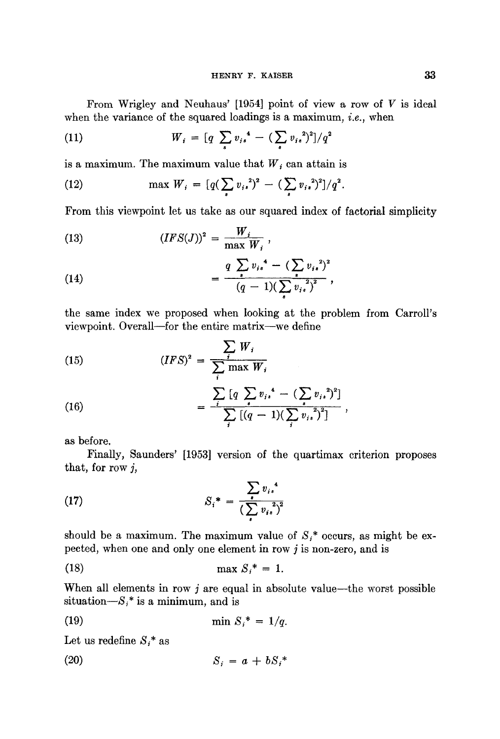From Wrigley and Neuhaus' [1954] point of view a row of $V$ is ideal when the variance of the squared loadings is a maximum, *i.e.*, when

$$W_j = [q \sum_s v_{js}^4 - (\sum_s v_{js}^2)^2]/q^2 \tag{11}$$

is a maximum. The maximum value that $W_j$ can attain is

$$\max W_j = [q(\sum_s v_{js}^2)^2 - (\sum_s v_{js}^2)^2]/q^2. \tag{12}$$

From this viewpoint let us take as our squared index of factorial simplicity

$$(IFS(J))^2 = \frac{W_j}{\max W_j}, \tag{13}$$

$$= \frac{q \sum_s v_{js}^4 - (\sum_s v_{js}^2)^2}{(q-1)(\sum_s v_{js}^2)^2}, \tag{14}$$

the same index we proposed when looking at the problem from Carroll's viewpoint. Overall—for the entire matrix—we define

$$(IFS)^2 = \frac{\sum_j W_j}{\sum_j \max W_j} \tag{15}$$

$$= \frac{\sum_j [q \sum_s v_{js}^4 - (\sum_s v_{js}^2)^2]}{\sum_j [(q-1)(\sum_j v_{js}^2)^2]}, \tag{16}$$

as before.

Finally, Saunders' [1953] version of the quartimax criterion proposes that, for row $j$,

$$S_j^* = \frac{\sum_s v_{js}^4}{(\sum_s v_{js}^2)^2} \tag{17}$$

should be a maximum. The maximum value of $S_j^*$ occurs, as might be expected, when one and only one element in row $j$ is non-zero, and is

$$\max S_j^* = 1. \tag{18}$$

When all elements in row $j$ are equal in absolute value—the worst possible situation—$S_j^*$ is a minimum, and is

$$\min S_j^* = 1/q. \tag{19}$$

Let us redefine $S_j^*$ as

$$S_j = a + bS_j^* \tag{20}$$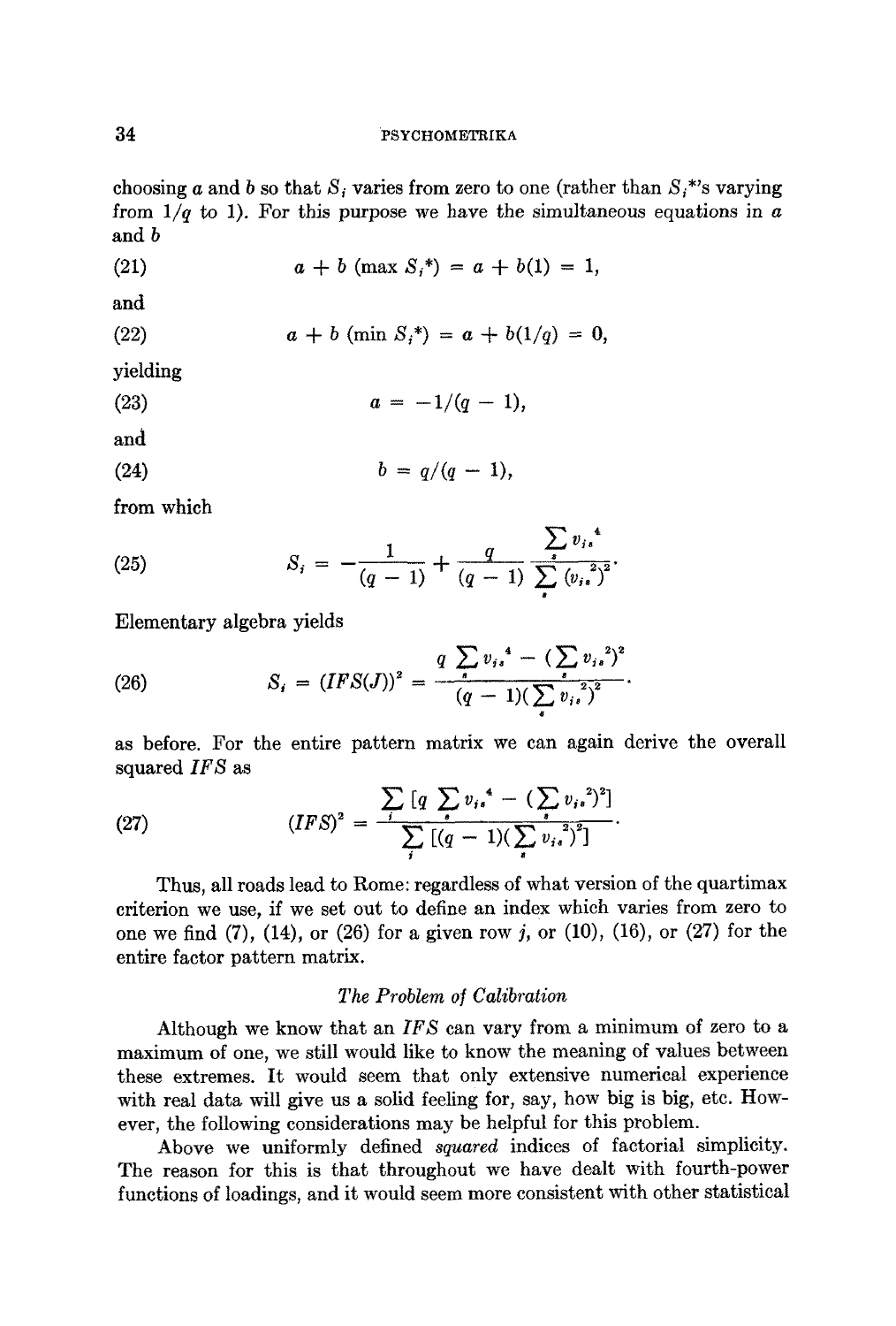choosing $a$ and $b$ so that $S_j$ varies from zero to one (rather than $S_j^*$'s varying from $1/q$ to 1). For this purpose we have the simultaneous equations in $a$ and $b$

$$a + b\,(\max S_j^*) = a + b(1) = 1, \tag{21}$$

and

$$a + b\,(\min S_j^*) = a + b(1/q) = 0, \tag{22}$$

yielding

$$a = -1/(q - 1), \tag{23}$$

and

$$b = q/(q - 1), \tag{24}$$

from which

$$S_j = -\frac{1}{(q-1)} + \frac{q}{(q-1)} \frac{\sum_s v_{js}^4}{\sum_s (v_{js}^2)^2}. \tag{25}$$

Elementary algebra yields

$$S_j = (IFS(J))^2 = \frac{q \sum_s v_{js}^4 - (\sum_s v_{js}^2)^2}{(q-1)(\sum_s v_{js}^2)^2}. \tag{26}$$

as before. For the entire pattern matrix we can again derive the overall squared $IFS$ as

$$(IFS)^2 = \frac{\sum_j [q \sum_s v_{js}^4 - (\sum_s v_{js}^2)^2]}{\sum_j [(q-1)(\sum_s v_{js}^2)^2]}. \tag{27}$$

Thus, all roads lead to Rome: regardless of what version of the quartimax criterion we use, if we set out to define an index which varies from zero to one we find (7), (14), or (26) for a given row $j$, or (10), (16), or (27) for the entire factor pattern matrix.

### *The Problem of Calibration*

Although we know that an $IFS$ can vary from a minimum of zero to a maximum of one, we still would like to know the meaning of values between these extremes. It would seem that only extensive numerical experience with real data will give us a solid feeling for, say, how big is big, etc. However, the following considerations may be helpful for this problem.

Above we uniformly defined *squared* indices of factorial simplicity. The reason for this is that throughout we have dealt with fourth-power functions of loadings, and it would seem more consistent with other statistical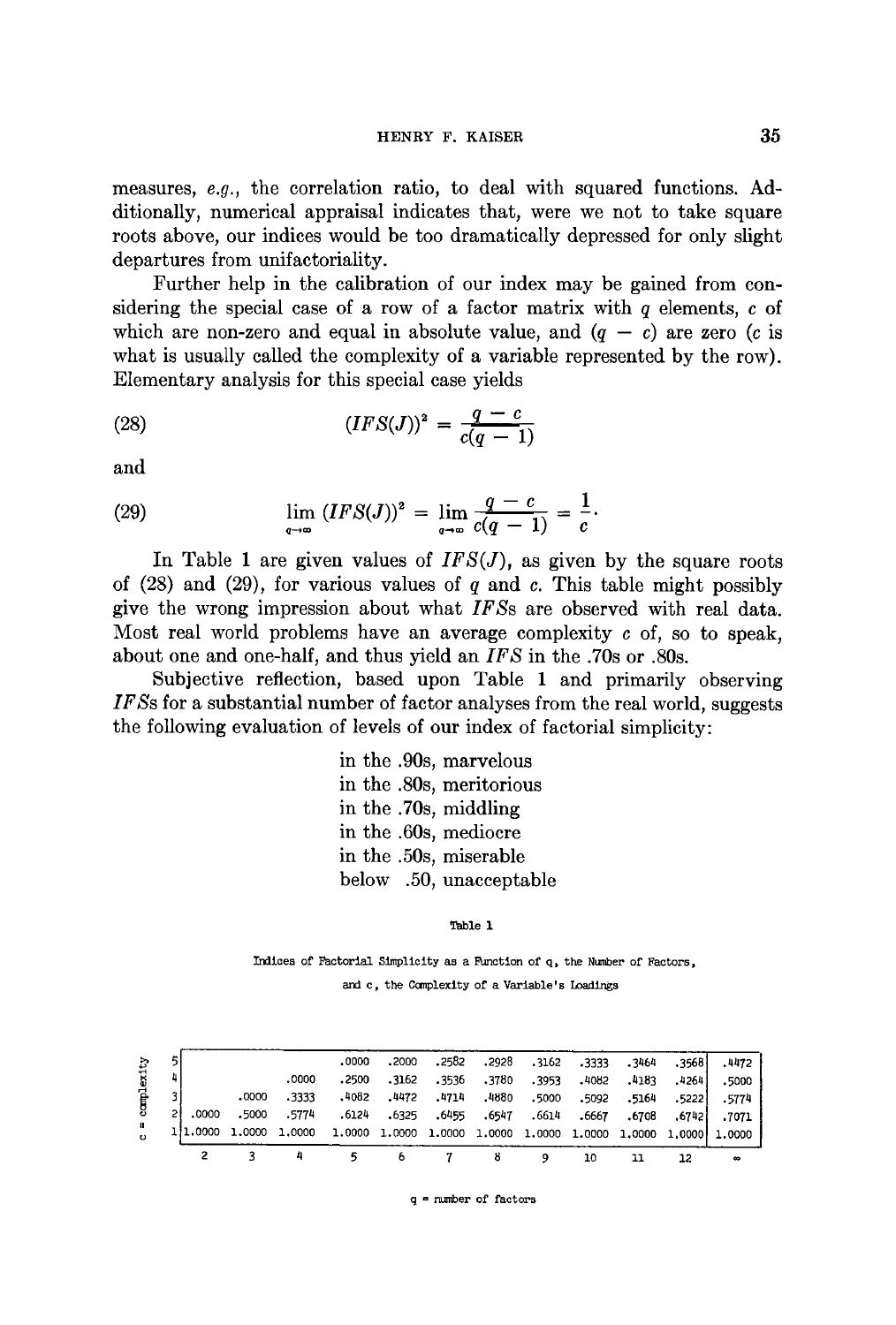measures, *e.g.*, the correlation ratio, to deal with squared functions. Additionally, numerical appraisal indicates that, were we not to take square roots above, our indices would be too dramatically depressed for only slight departures from unifactoriality.

Further help in the calibration of our index may be gained from considering the special case of a row of a factor matrix with $q$ elements, $c$ of which are non-zero and equal in absolute value, and $(q - c)$ are zero ($c$ is what is usually called the complexity of a variable represented by the row). Elementary analysis for this special case yields

$$(IFS(J))^2 = \frac{q - c}{c(q - 1)} \tag{28}$$

and

$$\lim_{q \to \infty} (IFS(J))^2 = \lim_{q \to \infty} \frac{q - c}{c(q - 1)} = \frac{1}{c}. \tag{29}$$

In Table 1 are given values of $IFS(J)$, as given by the square roots of (28) and (29), for various values of $q$ and $c$. This table might possibly give the wrong impression about what *IFS*s are observed with real data. Most real world problems have an average complexity $c$ of, so to speak, about one and one-half, and thus yield an *IFS* in the .70s or .80s.

Subjective reflection, based upon Table 1 and primarily observing *IFS*s for a substantial number of factor analyses from the real world, suggests the following evaluation of levels of our index of factorial simplicity:

in the .90s, marvelous
in the .80s, meritorious
in the .70s, middling
in the .60s, mediocre
in the .50s, miserable
below .50, unacceptable

Table 1

Indices of Factorial Simplicity as a Function of q, the Number of Factors, and c, the Complexity of a Variable's Loadings

| c = complexity | q = 2 | 3 | 4 | 5 | 6 | 7 | 8 | 9 | 10 | 11 | 12 | ∞ |
|---|---|---|---|---|---|---|---|---|---|---|---|---|
| 5 | | | | .0000 | .2000 | .2582 | .2928 | .3162 | .3333 | .3464 | .3568 | .4472 |
| 4 | | | .0000 | .2500 | .3162 | .3536 | .3780 | .3953 | .4082 | .4183 | .4264 | .5000 |
| 3 | | .0000 | .3333 | .4082 | .4472 | .4714 | .4880 | .5000 | .5092 | .5164 | .5222 | .5774 |
| 2 | .0000 | .5000 | .5774 | .6124 | .6325 | .6455 | .6547 | .6614 | .6667 | .6708 | .6742 | .7071 |
| 1 | 1.0000 | 1.0000 | 1.0000 | 1.0000 | 1.0000 | 1.0000 | 1.0000 | 1.0000 | 1.0000 | 1.0000 | 1.0000 | 1.0000 |

q = number of factors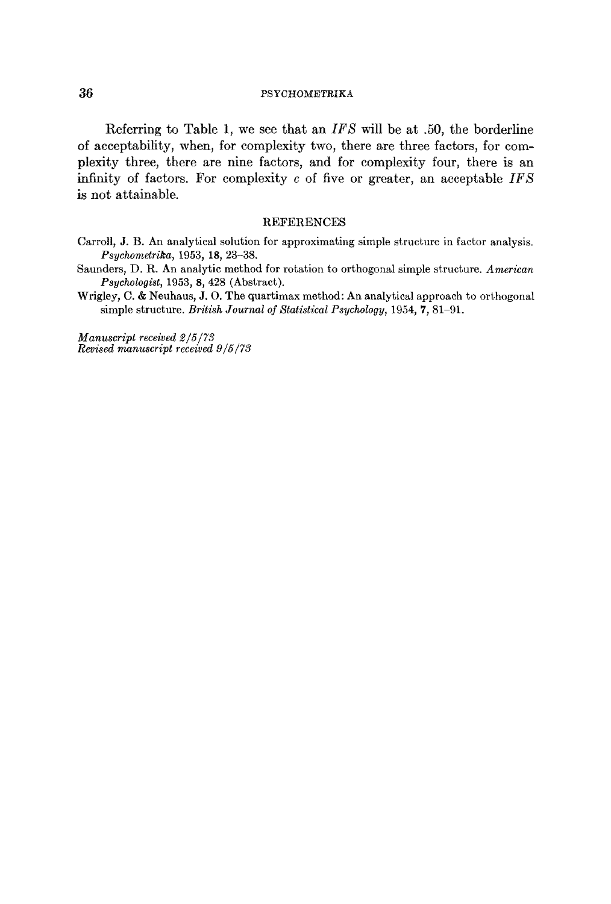Referring to Table 1, we see that an *IFS* will be at .50, the borderline of acceptability, when, for complexity two, there are three factors, for complexity three, there are nine factors, and for complexity four, there is an infinity of factors. For complexity $c$ of five or greater, an acceptable *IFS* is not attainable.

## REFERENCES

Carroll, J. B. An analytical solution for approximating simple structure in factor analysis. *Psychometrika*, 1953, **18**, 23–38.

Saunders, D. R. An analytic method for rotation to orthogonal simple structure. *American Psychologist*, 1953, **8**, 428 (Abstract).

Wrigley, C. & Neuhaus, J. O. The quartimax method: An analytical approach to orthogonal simple structure. *British Journal of Statistical Psychology*, 1954, **7**, 81–91.

*Manuscript received 2/5/73*
*Revised manuscript received 9/5/73*